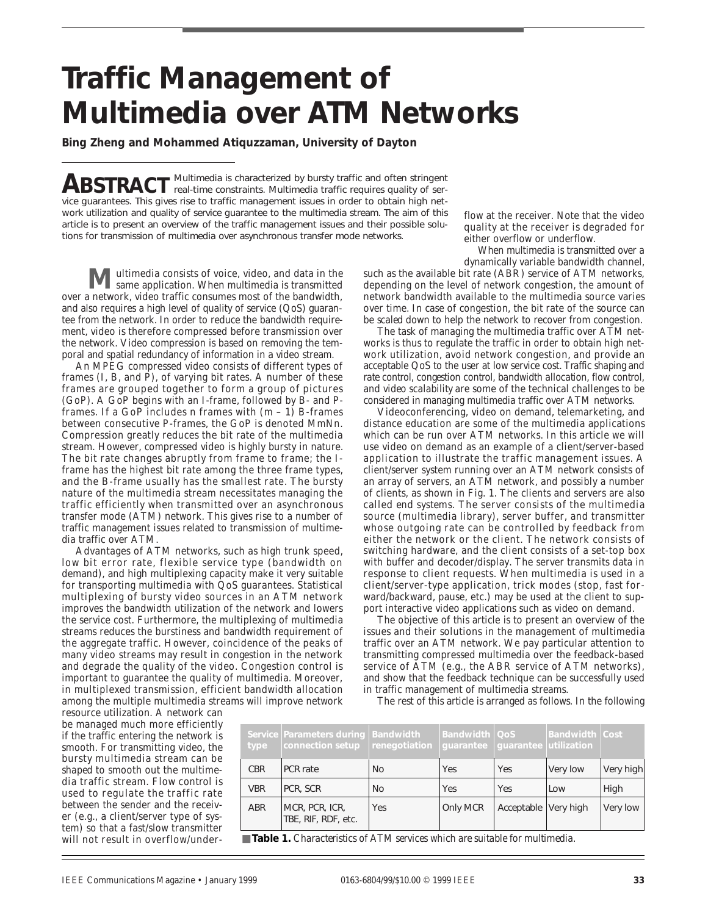# Traffic Management of Multimedia over ATM Networks

**Bing Zheng and Mohammed Atiquzzaman, University of Dayton**

**ABSTRACT** Multimedia is characterized by bursty traffic and often stringent real-time constraints. Multimedia traffic requires quality of service guarantees. This gives rise to traffic management issues in order to obtain high network utilization and quality of service guarantee to the multimedia stream. The aim of this article is to present an overview of the traffic management issues and their possible solutions for transmission of multimedia over asynchronous transfer mode networks.

Multimedia consists of voice, video, and data in the same application. When multimedia is transmitted over a network, video traffic consumes most of the bandwidth, and also requires a high level of quality of service (QoS) guarantee from the network. In order to reduce the bandwidth requirement, video is therefore compressed before transmission over the network. Video compression is based on removing the temporal and spatial redundancy of information in a video stream.

An MPEG compressed video consists of different types of frames (I, B, and P), of varying bit rates. A number of these frames are grouped together to form a group of pictures (GoP). A GoP begins with an I-frame, followed by B- and P-frames. If a GoP includes n frames with (m – 1) B-frames between consecutive P-frames, the GoP is denoted MmNn. Compression greatly reduces the bit rate of the multimedia stream. However, compressed video is highly bursty in nature. The bit rate changes abruptly from frame to frame; the I-frame has the highest bit rate among the three frame types, and the B-frame usually has the smallest rate. The bursty nature of the multimedia stream necessitates managing the traffic efficiently when transmitted over an asynchronous transfer mode (ATM) network. This gives rise to a number of traffic management issues related to transmission of multimedia traffic over ATM.

Advantages of ATM networks, such as high trunk speed, low bit error rate, flexible service type (bandwidth on demand), and high multiplexing capacity make it very suitable for transporting multimedia with QoS guarantees. Statistical multiplexing of bursty video sources in an ATM network improves the bandwidth utilization of the network and lowers the service cost. Furthermore, the multiplexing of multimedia streams reduces the burstiness and bandwidth requirement of the aggregate traffic. However, coincidence of the peaks of many video streams may result in congestion in the network and degrade the quality of the video. Congestion control is important to guarantee the quality of multimedia. Moreover, in multiplexed transmission, efficient bandwidth allocation among the multiple multimedia streams will improve network resource utilization. A network can be managed much more efficiently if the traffic entering the network is smooth. For transmitting video, the bursty multimedia stream can be shaped to smooth out the multimedia traffic stream. Flow control is used to regulate the traffic rate between the sender and the receiver (e.g., a client/server type of system) so that a fast/slow transmitter will not result in overflow/underflow at the receiver. Note that the video quality at the receiver is degraded for either overflow or underflow.

When multimedia is transmitted over a dynamically variable bandwidth channel, such as the available bit rate (ABR) service of ATM networks, depending on the level of network congestion, the amount of network bandwidth available to the multimedia source varies over time. In case of congestion, the bit rate of the source can be scaled down to help the network to recover from congestion.

The task of managing the multimedia traffic over ATM networks is thus to regulate the traffic in order to obtain high network utilization, avoid network congestion, and provide an acceptable QoS to the user at low service cost. Traffic shaping and rate control, congestion control, bandwidth allocation, flow control, and video scalability are some of the technical challenges to be considered in managing multimedia traffic over ATM networks.

Videoconferencing, video on demand, telemarketing, and distance education are some of the multimedia applications which can be run over ATM networks. In this article we will use video on demand as an example of a client/server-based application to illustrate the traffic management issues. A client/server system running over an ATM network consists of an array of servers, an ATM network, and possibly a number of clients, as shown in Fig. 1. The clients and servers are also called end systems. The server consists of the multimedia source (multimedia library), server buffer, and transmitter whose outgoing rate can be controlled by feedback from either the network or the client. The network consists of switching hardware, and the client consists of a set-top box with buffer and decoder/display. The server transmits data in response to client requests. When multimedia is used in a client/server-type application, trick modes (stop, fast forward/backward, pause, etc.) may be used at the client to support interactive video applications such as video on demand.

The objective of this article is to present an overview of the issues and their solutions in the management of multimedia traffic over an ATM network. We pay particular attention to transmitting compressed multimedia over the feedback-based service of ATM (e.g., the ABR service of ATM networks), and show that the feedback technique can be successfully used in traffic management of multimedia streams.

The rest of this article is arranged as follows. In the following

| Service type | Parameters during connection setup | Bandwidth renegotiation | Bandwidth guarantee | QoS guarantee | Bandwidth utilization | Cost |
|---|---|---|---|---|---|---|
| CBR | PCR rate | No | Yes | Yes | Very low | Very high |
| VBR | PCR, SCR | No | Yes | Yes | Low | High |
| ABR | MCR, PCR, ICR, TBE, RIF, RDF, etc. | Yes | Only MCR | Acceptable | Very high | Very low |

**Table 1.** *Characteristics of ATM services which are suitable for multimedia.*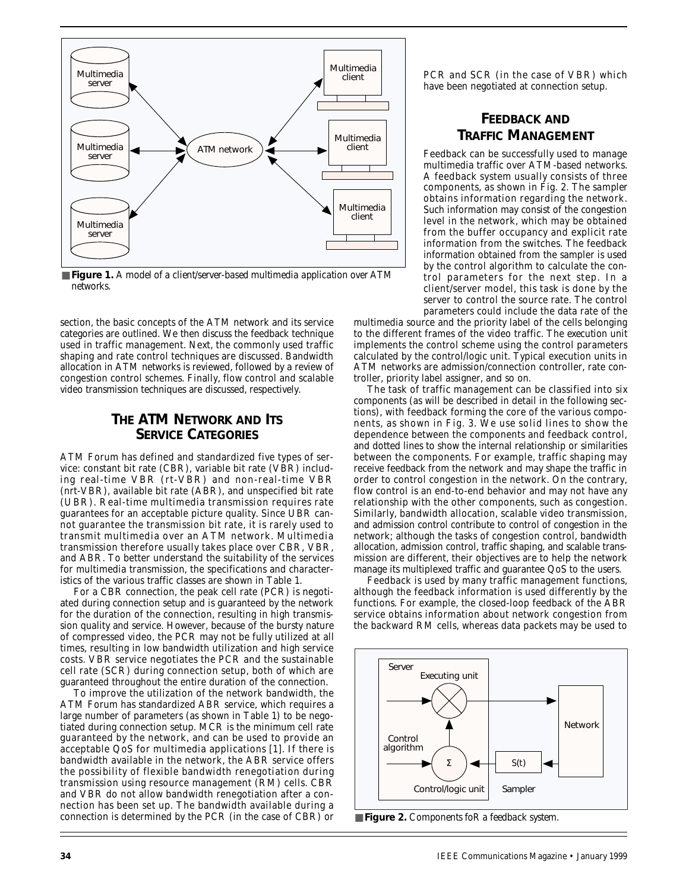**Figure 1.** A model of a client/server-based multimedia application over ATM networks.

section, the basic concepts of the ATM network and its service categories are outlined. We then discuss the feedback technique used in traffic management. Next, the commonly used traffic shaping and rate control techniques are discussed. Bandwidth allocation in ATM networks is reviewed, followed by a review of congestion control schemes. Finally, flow control and scalable video transmission techniques are discussed, respectively.

## THE ATM NETWORK AND ITS SERVICE CATEGORIES

ATM Forum has defined and standardized five types of service: constant bit rate (CBR), variable bit rate (VBR) including real-time VBR (rt-VBR) and non-real-time VBR (nrt-VBR), available bit rate (ABR), and unspecified bit rate (UBR). Real-time multimedia transmission requires rate guarantees for an acceptable picture quality. Since UBR cannot guarantee the transmission bit rate, it is rarely used to transmit multimedia over an ATM network. Multimedia transmission therefore usually takes place over CBR, VBR, and ABR. To better understand the suitability of the services for multimedia transmission, the specifications and characteristics of the various traffic classes are shown in Table 1.

For a CBR connection, the peak cell rate (PCR) is negotiated during connection setup and is guaranteed by the network for the duration of the connection, resulting in high transmission quality and service. However, because of the bursty nature of compressed video, the PCR may not be fully utilized at all times, resulting in low bandwidth utilization and high service costs. VBR service negotiates the PCR and the sustainable cell rate (SCR) during connection setup, both of which are guaranteed throughout the entire duration of the connection.

To improve the utilization of the network bandwidth, the ATM Forum has standardized ABR service, which requires a large number of parameters (as shown in Table 1) to be negotiated during connection setup. MCR is the minimum cell rate guaranteed by the network, and can be used to provide an acceptable QoS for multimedia applications [1]. If there is bandwidth available in the network, the ABR service offers the possibility of flexible bandwidth renegotiation during transmission using resource management (RM) cells. CBR and VBR do not allow bandwidth renegotiation after a connection has been set up. The bandwidth available during a connection is determined by the PCR (in the case of CBR) or PCR and SCR (in the case of VBR) which have been negotiated at connection setup.

## FEEDBACK AND TRAFFIC MANAGEMENT

Feedback can be successfully used to manage multimedia traffic over ATM-based networks. A feedback system usually consists of three components, as shown in Fig. 2. The sampler obtains information regarding the network. Such information may consist of the congestion level in the network, which may be obtained from the buffer occupancy and explicit rate information from the switches. The feedback information obtained from the sampler is used by the control algorithm to calculate the control parameters for the next step. In a client/server model, this task is done by the server to control the source rate. The control parameters could include the data rate of the multimedia source and the priority label of the cells belonging to the different frames of the video traffic. The execution unit implements the control scheme using the control parameters calculated by the control/logic unit. Typical execution units in ATM networks are admission/connection controller, rate controller, priority label assigner, and so on.

The task of traffic management can be classified into six components (as will be described in detail in the following sections), with feedback forming the core of the various components, as shown in Fig. 3. We use solid lines to show the dependence between the components and feedback control, and dotted lines to show the internal relationship or similarities between the components. For example, traffic shaping may receive feedback from the network and may shape the traffic in order to control congestion in the network. On the contrary, flow control is an end-to-end behavior and may not have any relationship with the other components, such as congestion. Similarly, bandwidth allocation, scalable video transmission, and admission control contribute to control of congestion in the network; although the tasks of congestion control, bandwidth allocation, admission control, traffic shaping, and scalable transmission are different, their objectives are to help the network manage its multiplexed traffic and guarantee QoS to the users.

Feedback is used by many traffic management functions, although the feedback information is used differently by the functions. For example, the closed-loop feedback of the ABR service obtains information about network congestion from the backward RM cells, whereas data packets may be used to

**Figure 2.** Components foR a feedback system.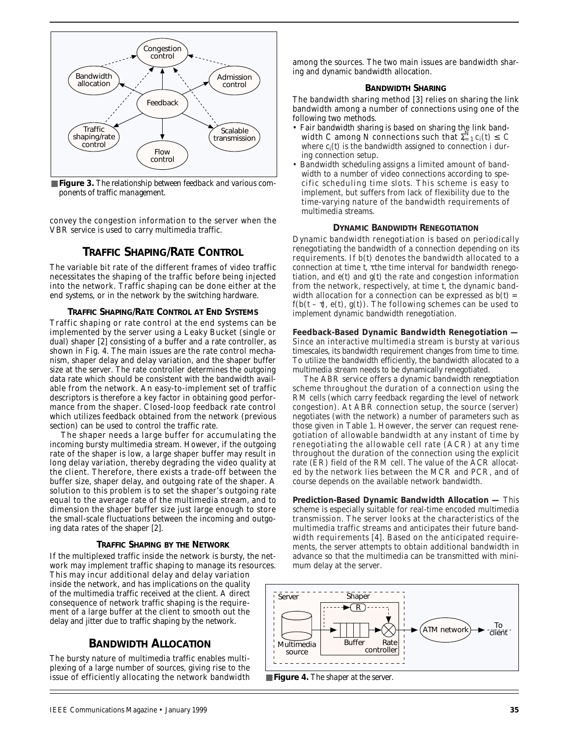■ **Figure 3.** *The relationship between feedback and various components of traffic management.*

convey the congestion information to the server when the VBR service is used to carry multimedia traffic.

## TRAFFIC SHAPING/RATE CONTROL

The variable bit rate of the different frames of video traffic necessitates the shaping of the traffic before being injected into the network. Traffic shaping can be done either at the end systems, or in the network by the switching hardware.

### TRAFFIC SHAPING/RATE CONTROL AT END SYSTEMS

Traffic shaping or rate control at the end systems can be implemented by the server using a Leaky Bucket (single or dual) shaper [2] consisting of a buffer and a rate controller, as shown in Fig. 4. The main issues are the rate control mechanism, shaper delay and delay variation, and the shaper buffer size at the server. The rate controller determines the outgoing data rate which should be consistent with the bandwidth available from the network. An easy-to-implement set of traffic descriptors is therefore a key factor in obtaining good performance from the shaper. Closed-loop feedback rate control which utilizes feedback obtained from the network (previous section) can be used to control the traffic rate.

The shaper needs a large buffer for accumulating the incoming bursty multimedia stream. However, if the outgoing rate of the shaper is low, a large shaper buffer may result in long delay variation, thereby degrading the video quality at the client. Therefore, there exists a trade-off between the buffer size, shaper delay, and outgoing rate of the shaper. A solution to this problem is to set the shaper's outgoing rate equal to the average rate of the multimedia stream, and to dimension the shaper buffer size just large enough to store the small-scale fluctuations between the incoming and outgoing data rates of the shaper [2].

### TRAFFIC SHAPING BY THE NETWORK

If the multiplexed traffic inside the network is bursty, the network may implement traffic shaping to manage its resources. This may incur additional delay and delay variation inside the network, and has implications on the quality of the multimedia traffic received at the client. A direct consequence of network traffic shaping is the requirement of a large buffer at the client to smooth out the delay and jitter due to traffic shaping by the network.

## BANDWIDTH ALLOCATION

The bursty nature of multimedia traffic enables multiplexing of a large number of sources, giving rise to the issue of efficiently allocating the network bandwidth among the sources. The two main issues are bandwidth sharing and dynamic bandwidth allocation.

### BANDWIDTH SHARING

The bandwidth sharing method [3] relies on sharing the link bandwidth among a number of connections using one of the following two methods.

- *Fair bandwidth sharing* is based on sharing the link bandwidth $C$ among $N$ connections such that $\sum_{i=1}^{N} c_i(t) \leq C$ where $c_i(t)$ is the bandwidth assigned to connection $i$ during connection setup.
- *Bandwidth scheduling* assigns a limited amount of bandwidth to a number of video connections according to specific scheduling time slots. This scheme is easy to implement, but suffers from lack of flexibility due to the time-varying nature of the bandwidth requirements of multimedia streams.

### DYNAMIC BANDWIDTH RENEGOTIATION

Dynamic bandwidth renegotiation is based on periodically renegotiating the bandwidth of a connection depending on its requirements. If $b(t)$ denotes the bandwidth allocated to a connection at time $t$, $\tau$ the time interval for bandwidth renegotiation, and $e(t)$ and $g(t)$ the rate and congestion information from the network, respectively, at time $t$, the dynamic bandwidth allocation for a connection can be expressed as $b(t) = f(b(t - \tau), e(t), g(t))$. The following schemes can be used to implement dynamic bandwidth renegotiation.

**Feedback-Based Dynamic Bandwidth Renegotiation —** Since an interactive multimedia stream is bursty at various timescales, its bandwidth requirement changes from time to time. To utilize the bandwidth efficiently, the bandwidth allocated to a multimedia stream needs to be dynamically renegotiated.

The ABR service offers a dynamic bandwidth renegotiation scheme throughout the duration of a connection using the RM cells (which carry feedback regarding the level of network congestion). At ABR connection setup, the source (server) negotiates (with the network) a number of parameters such as those given in Table 1. However, the server can request renegotiation of allowable bandwidth at any instant of time by renegotiating the allowable cell rate (ACR) at any time throughout the duration of the connection using the explicit rate (ER) field of the RM cell. The value of the ACR allocated by the network lies between the MCR and PCR, and of course depends on the available network bandwidth.

**Prediction-Based Dynamic Bandwidth Allocation —** This scheme is especially suitable for real-time encoded multimedia transmission. The server looks at the characteristics of the multimedia traffic streams and anticipates their future bandwidth requirements [4]. Based on the anticipated requirements, the server attempts to obtain additional bandwidth in advance so that the multimedia can be transmitted with minimum delay at the server.

■ **Figure 4.** *The shaper at the server.*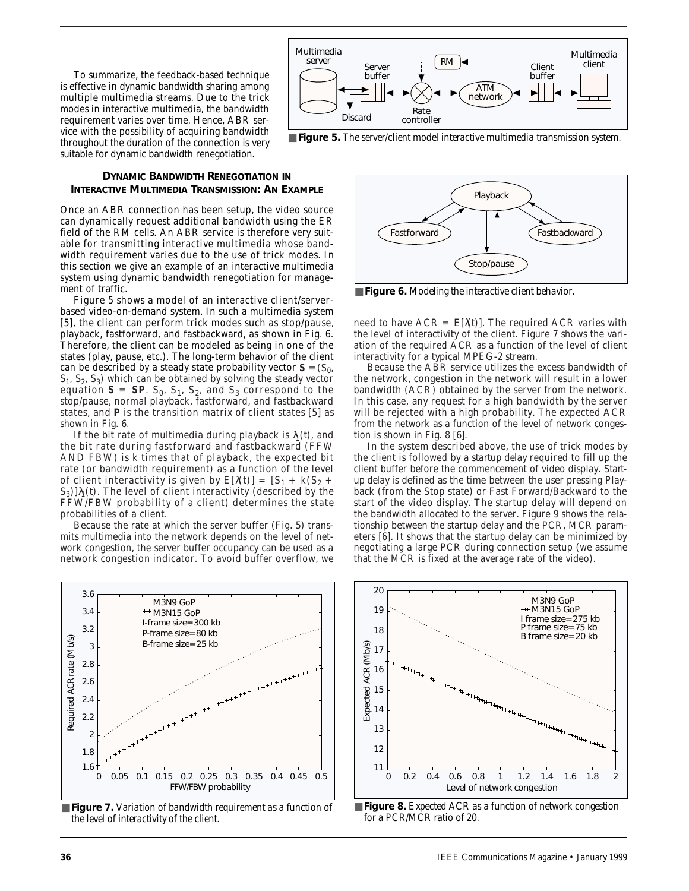To summarize, the feedback-based technique is effective in dynamic bandwidth sharing among multiple multimedia streams. Due to the trick modes in interactive multimedia, the bandwidth requirement varies over time. Hence, ABR service with the possibility of acquiring bandwidth throughout the duration of the connection is very suitable for dynamic bandwidth renegotiation.

**Figure 5.** *The server/client model interactive multimedia transmission system.*

### DYNAMIC BANDWIDTH RENEGOTIATION IN INTERACTIVE MULTIMEDIA TRANSMISSION: AN EXAMPLE

Once an ABR connection has been setup, the video source can dynamically request additional bandwidth using the ER field of the RM cells. An ABR service is therefore very suitable for transmitting interactive multimedia whose bandwidth requirement varies due to the use of trick modes. In this section we give an example of an interactive multimedia system using dynamic bandwidth renegotiation for management of traffic.

Figure 5 shows a model of an interactive client/server-based video-on-demand system. In such a multimedia system [5], the client can perform trick modes such as stop/pause, playback, fastforward, and fastbackward, as shown in Fig. 6. Therefore, the client can be modeled as being in one of the states (play, pause, etc.). The long-term behavior of the client can be described by a steady state probability vector $\mathbf{S} = (S_0, S_1, S_2, S_3)$ which can be obtained by solving the steady vector equation $\mathbf{S} = \mathbf{SP}$. $S_0$, $S_1$, $S_2$, and $S_3$ correspond to the stop/pause, normal playback, fastforward, and fastbackward states, and $\mathbf{P}$ is the transition matrix of client states [5] as shown in Fig. 6.

If the bit rate of multimedia during playback is $\lambda_1(t)$, and the bit rate during fastforward and fastbackward (FFW AND FBW) is $k$ times that of playback, the expected bit rate (or bandwidth requirement) as a function of the level of client interactivity is given by $E[\lambda(t)] = [S_1 + k(S_2 + S_3)]\lambda_1(t)$. The level of client interactivity (described by the FFW/FBW probability of a client) determines the state probabilities of a client.

Because the rate at which the server buffer (Fig. 5) transmits multimedia into the network depends on the level of network congestion, the server buffer occupancy can be used as a network congestion indicator. To avoid buffer overflow, we need to have $ACR = E[\lambda(t)]$. The required ACR varies with the level of interactivity of the client. Figure 7 shows the variation of the required ACR as a function of the level of client interactivity for a typical MPEG-2 stream.

**Figure 6.** *Modeling the interactive client behavior.*

Because the ABR service utilizes the excess bandwidth of the network, congestion in the network will result in a lower bandwidth (ACR) obtained by the server from the network. In this case, any request for a high bandwidth by the server will be rejected with a high probability. The expected ACR from the network as a function of the level of network congestion is shown in Fig. 8 [6].

In the system described above, the use of trick modes by the client is followed by a startup delay required to fill up the client buffer before the commencement of video display. Startup delay is defined as the time between the user pressing Playback (from the Stop state) or Fast Forward/Backward to the start of the video display. The startup delay will depend on the bandwidth allocated to the server. Figure 9 shows the relationship between the startup delay and the PCR, MCR parameters [6]. It shows that the startup delay can be minimized by negotiating a large PCR during connection setup (we assume that the MCR is fixed at the average rate of the video).

**Figure 7.** *Variation of bandwidth requirement as a function of the level of interactivity of the client.*

**Figure 8.** *Expected ACR as a function of network congestion for a PCR/MCR ratio of 20.*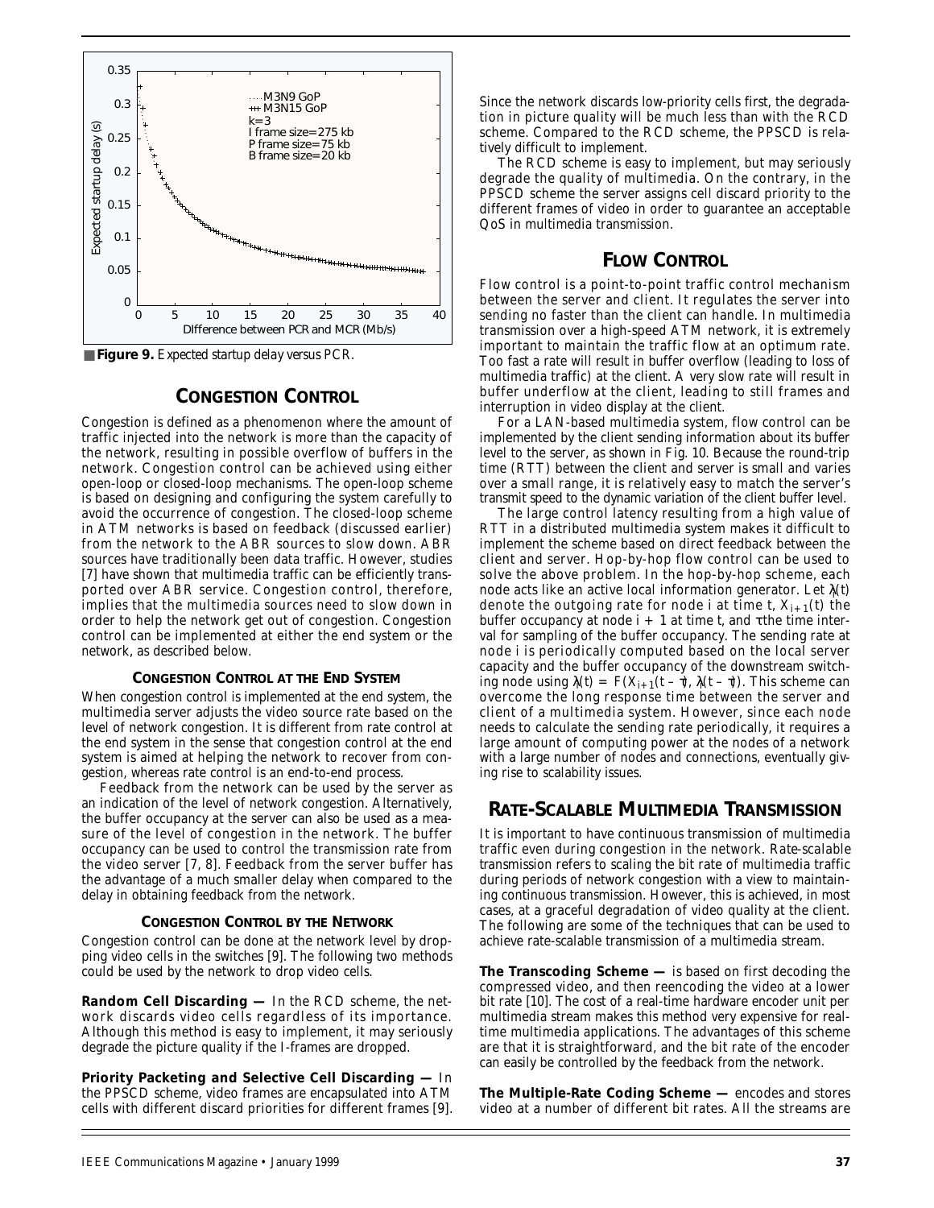0.35
0.3
0.25
0.2
0.15
0.1
0.05
0
Expected startup delay (s)
0 5 10 15 20 25 30 35 40
DIfference between PCR and MCR (Mb/s)
M3N9 GoP
M3N15 GoP
k=3
I frame size=275 kb
P frame size=75 kb
B frame size=20 kb

**Figure 9.** *Expected startup delay versus PCR.*

## CONGESTION CONTROL

Congestion is defined as a phenomenon where the amount of traffic injected into the network is more than the capacity of the network, resulting in possible overflow of buffers in the network. Congestion control can be achieved using either open-loop or closed-loop mechanisms. The open-loop scheme is based on designing and configuring the system carefully to avoid the occurrence of congestion. The closed-loop scheme in ATM networks is based on feedback (discussed earlier) from the network to the ABR sources to slow down. ABR sources have traditionally been data traffic. However, studies [7] have shown that multimedia traffic can be efficiently transported over ABR service. Congestion control, therefore, implies that the multimedia sources need to slow down in order to help the network get out of congestion. Congestion control can be implemented at either the end system or the network, as described below.

### CONGESTION CONTROL AT THE END SYSTEM

When congestion control is implemented at the end system, the multimedia server adjusts the video source rate based on the level of network congestion. It is different from rate control at the end system in the sense that congestion control at the end system is aimed at helping the network to recover from congestion, whereas rate control is an end-to-end process.

Feedback from the network can be used by the server as an indication of the level of network congestion. Alternatively, the buffer occupancy at the server can also be used as a measure of the level of congestion in the network. The buffer occupancy can be used to control the transmission rate from the video server [7, 8]. Feedback from the server buffer has the advantage of a much smaller delay when compared to the delay in obtaining feedback from the network.

### CONGESTION CONTROL BY THE NETWORK

Congestion control can be done at the network level by dropping video cells in the switches [9]. The following two methods could be used by the network to drop video cells.

**Random Cell Discarding —** In the RCD scheme, the network discards video cells regardless of its importance. Although this method is easy to implement, it may seriously degrade the picture quality if the I-frames are dropped.

**Priority Packeting and Selective Cell Discarding —** In the PPSCD scheme, video frames are encapsulated into ATM cells with different discard priorities for different frames [9]. Since the network discards low-priority cells first, the degradation in picture quality will be much less than with the RCD scheme. Compared to the RCD scheme, the PPSCD is relatively difficult to implement.

The RCD scheme is easy to implement, but may seriously degrade the quality of multimedia. On the contrary, in the PPSCD scheme the server assigns cell discard priority to the different frames of video in order to guarantee an acceptable QoS in multimedia transmission.

## FLOW CONTROL

Flow control is a point-to-point traffic control mechanism between the server and client. It regulates the server into sending no faster than the client can handle. In multimedia transmission over a high-speed ATM network, it is extremely important to maintain the traffic flow at an optimum rate. Too fast a rate will result in buffer overflow (leading to loss of multimedia traffic) at the client. A very slow rate will result in buffer underflow at the client, leading to still frames and interruption in video display at the client.

For a LAN-based multimedia system, flow control can be implemented by the client sending information about its buffer level to the server, as shown in Fig. 10. Because the round-trip time (RTT) between the client and server is small and varies over a small range, it is relatively easy to match the server's transmit speed to the dynamic variation of the client buffer level.

The large control latency resulting from a high value of RTT in a distributed multimedia system makes it difficult to implement the scheme based on direct feedback between the client and server. Hop-by-hop flow control can be used to solve the above problem. In the hop-by-hop scheme, each node acts like an active local information generator. Let $\lambda_i(t)$ denote the outgoing rate for node i at time t, $X_{i+1}(t)$ the buffer occupancy at node i + 1 at time t, and $\tau$ the time interval for sampling of the buffer occupancy. The sending rate at node i is periodically computed based on the local server capacity and the buffer occupancy of the downstream switching node using $\lambda_i(t) = F(X_{i+1}(t - \tau), \lambda_i(t - \tau))$. This scheme can overcome the long response time between the server and client of a multimedia system. However, since each node needs to calculate the sending rate periodically, it requires a large amount of computing power at the nodes of a network with a large number of nodes and connections, eventually giving rise to scalability issues.

## RATE-SCALABLE MULTIMEDIA TRANSMISSION

It is important to have continuous transmission of multimedia traffic even during congestion in the network. Rate-scalable transmission refers to scaling the bit rate of multimedia traffic during periods of network congestion with a view to maintaining continuous transmission. However, this is achieved, in most cases, at a graceful degradation of video quality at the client. The following are some of the techniques that can be used to achieve rate-scalable transmission of a multimedia stream.

**The Transcoding Scheme —** is based on first decoding the compressed video, and then reencoding the video at a lower bit rate [10]. The cost of a real-time hardware encoder unit per multimedia stream makes this method very expensive for real-time multimedia applications. The advantages of this scheme are that it is straightforward, and the bit rate of the encoder can easily be controlled by the feedback from the network.

**The Multiple-Rate Coding Scheme —** encodes and stores video at a number of different bit rates. All the streams are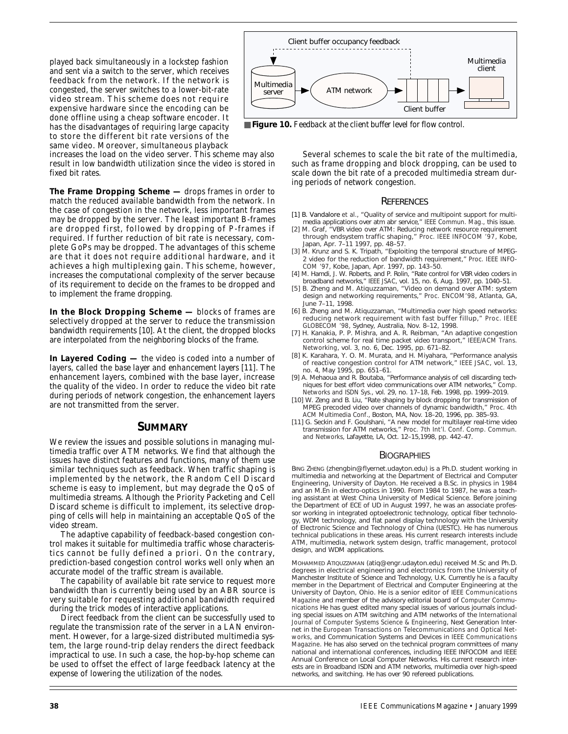played back simultaneously in a lockstep fashion and sent via a switch to the server, which receives feedback from the network. If the network is congested, the server switches to a lower-bit-rate video stream. This scheme does not require expensive hardware since the encoding can be done offline using a cheap software encoder. It has the disadvantages of requiring large capacity to store the different bit rate versions of the same video. Moreover, simultaneous playback increases the load on the video server. This scheme may also result in low bandwidth utilization since the video is stored in fixed bit rates.

**The Frame Dropping Scheme —** drops frames in order to match the reduced available bandwidth from the network. In the case of congestion in the network, less important frames may be dropped by the server. The least important B-frames are dropped first, followed by dropping of P-frames if required. If further reduction of bit rate is necessary, complete GoPs may be dropped. The advantages of this scheme are that it does not require additional hardware, and it achieves a high multiplexing gain. This scheme, however, increases the computational complexity of the server because of its requirement to decide on the frames to be dropped and to implement the frame dropping.

**In the Block Dropping Scheme —** blocks of frames are selectively dropped at the server to reduce the transmission bandwidth requirements [10]. At the client, the dropped blocks are interpolated from the neighboring blocks of the frame.

**In Layered Coding —** the video is coded into a number of layers, called the base layer and enhancement layers [11]. The enhancement layers, combined with the base layer, increase the quality of the video. In order to reduce the video bit rate during periods of network congestion, the enhancement layers are not transmitted from the server.

Client buffer occupancy feedback

Multimedia server

ATM network

Client buffer

Multimedia client

**Figure 10.** *Feedback at the client buffer level for flow control.*

Several schemes to scale the bit rate of the multimedia, such as frame dropping and block dropping, can be used to scale down the bit rate of a precoded multimedia stream during periods of network congestion.

## SUMMARY

We review the issues and possible solutions in managing multimedia traffic over ATM networks. We find that although the issues have distinct features and functions, many of them use similar techniques such as feedback. When traffic shaping is implemented by the network, the Random Cell Discard scheme is easy to implement, but may degrade the QoS of multimedia streams. Although the Priority Packeting and Cell Discard scheme is difficult to implement, its selective dropping of cells will help in maintaining an acceptable QoS of the video stream.

The adaptive capability of feedback-based congestion control makes it suitable for multimedia traffic whose characteristics cannot be fully defined a priori. On the contrary, prediction-based congestion control works well only when an accurate model of the traffic stream is available.

The capability of available bit rate service to request more bandwidth than is currently being used by an ABR source is very suitable for requesting additional bandwidth required during the trick modes of interactive applications.

Direct feedback from the client can be successfully used to regulate the transmission rate of the server in a LAN environment. However, for a large-sized distributed multimedia system, the large round-trip delay renders the direct feedback impractical to use. In such a case, the hop-by-hop scheme can be used to offset the effect of large feedback latency at the expense of lowering the utilization of the nodes.

## REFERENCES

[1] B. Vandalore *et al.*, "Quality of service and multipoint support for multimedia applications over atm abr service," *IEEE Commun. Mag.*, this issue.

[2] M. Graf, "VBR video over ATM: Reducing network resource requirement through endsystem traffic shaping," *Proc. IEEE INFOCOM '97*, Kobe, Japan, Apr. 7–11 1997, pp. 48–57.

[3] M. Krunz and S. K. Tripath, "Exploiting the temporal structure of MPEG-2 video for the reduction of bandwidth requirement," *Proc. IEEE INFOCOM '97*, Kobe, Japan, Apr. 1997, pp. 143–50.

[4] M. Hamdi, J. W. Roberts, and P. Rolin, "Rate control for VBR video coders in broadband networks," *IEEE JSAC*, vol. 15, no. 6, Aug. 1997, pp. 1040–51.

[5] B. Zheng and M. Atiquzzaman, "Video on demand over ATM: system design and networking requirements," *Proc. ENCOM'98*, Atlanta, GA, June 7–11, 1998.

[6] B. Zheng and M. Atiquzzaman, "Multimedia over high speed networks: reducing network requirement with fast buffer fillup," *Proc. IEEE GLOBECOM '98*, Sydney, Australia, Nov. 8–12, 1998.

[7] H. Kanakia, P. P. Mishra, and A. R. Reibman, "An adaptive congestion control scheme for real time packet video transport," *IEEE/ACM Trans. Networking*, vol. 3, no. 6, Dec. 1995, pp. 671–82.

[8] K. Karahara, Y. O. M. Murata, and H. Miyahara, "Performance analysis of reactive congestion control for ATM network," *IEEE JSAC*, vol. 13, no. 4, May 1995, pp. 651–61.

[9] A. Mehaoua and R. Boutaba, "Performance analysis of cell discarding techniques for best effort video communications over ATM networks," *Comp. Networks and ISDN Sys.*, vol. 29, no. 17–18, Feb. 1998, pp. 1999–2019.

[10] W. Zeng and B. Liu, "Rate shaping by block dropping for transmission of MPEG precoded video over channels of dynamic bandwidth," *Proc. 4th ACM Multimedia Conf.*, Boston, MA, Nov. 18–20, 1996, pp. 385–93.

[11] G. Seckin and F. Goulshani, "A new model for multilayer real-time video transmission for ATM networks," *Proc. 7th Int'l. Conf. Comp. Commun. and Networks*, Lafayette, LA, Oct. 12–15,1998, pp. 442–47.

## BIOGRAPHIES

BING ZHENG (zhengbin@flyernet.udayton.edu) is a Ph.D. student working in multimedia and networking at the Department of Electrical and Computer Engineering, University of Dayton. He received a B.Sc. in physics in 1984 and an M.En in electro-optics in 1990. From 1984 to 1987, he was a teaching assistant at West China University of Medical Science. Before joining the Department of ECE of UD in August 1997, he was an associate professor working in integrated optoelectronic technology, optical fiber technology, WDM technology, and flat panel display technology with the University of Electronic Science and Technology of China (UESTC). He has numerous technical publications in these areas. His current research interests include ATM, multimedia, network system design, traffic management, protocol design, and WDM applications.

MOHAMMED ATIQUZZAMAN (atiq@engr.udayton.edu) received M.Sc and Ph.D. degrees in electrical engineering and electronics from the University of Manchester Institute of Science and Technology, U.K. Currently he is a faculty member in the Department of Electrical and Computer Engineering at the University of Dayton, Ohio. He is a senior editor of *IEEE Communications Magazine* and member of the advisory editorial board of *Computer Communications* He has guest edited many special issues of various journals including special issues on ATM switching and ATM networks of the *International Journal of Computer Systems Science & Engineering*, Next Generation Internet in the *European Transactions on Telecommunications and Optical Networks*, and Communication Systems and Devices in *IEEE Communications Magazine*. He has also served on the technical program committees of many national and international conferences, including IEEE INFOCOM and IEEE Annual Conference on Local Computer Networks. His current research interests are in Broadband ISDN and ATM networks, multimedia over high-speed networks, and switching. He has over 90 refereed publications.